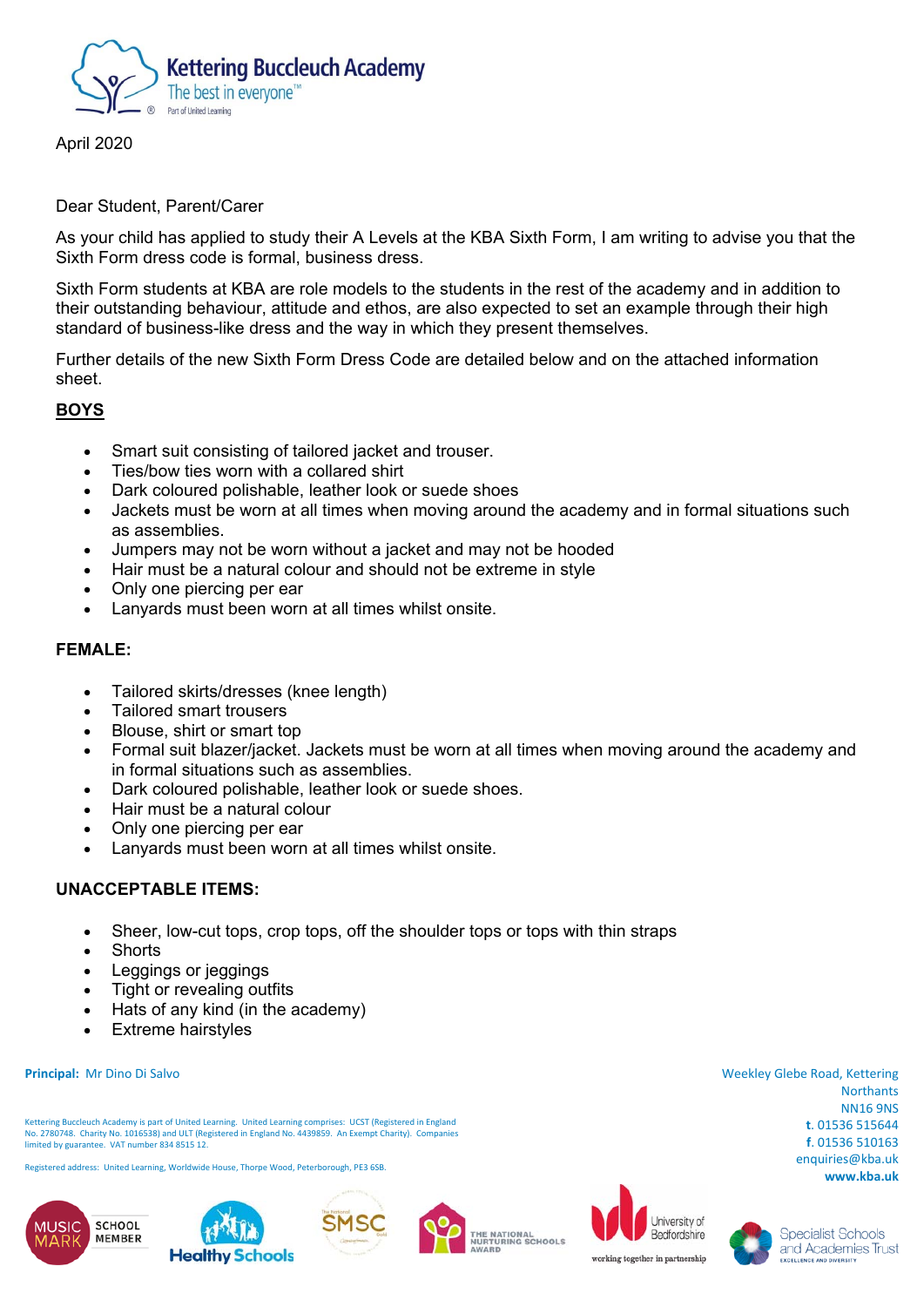Kettering Buccleuch Academy
The best in everyone™
Part of United Learning

April 2020

Dear Student, Parent/Carer

As your child has applied to study their A Levels at the KBA Sixth Form, I am writing to advise you that the Sixth Form dress code is formal, business dress.

Sixth Form students at KBA are role models to the students in the rest of the academy and in addition to their outstanding behaviour, attitude and ethos, are also expected to set an example through their high standard of business-like dress and the way in which they present themselves.

Further details of the new Sixth Form Dress Code are detailed below and on the attached information sheet.

## BOYS

- Smart suit consisting of tailored jacket and trouser.
- Ties/bow ties worn with a collared shirt
- Dark coloured polishable, leather look or suede shoes
- Jackets must be worn at all times when moving around the academy and in formal situations such as assemblies.
- Jumpers may not be worn without a jacket and may not be hooded
- Hair must be a natural colour and should not be extreme in style
- Only one piercing per ear
- Lanyards must been worn at all times whilst onsite.

## FEMALE:

- Tailored skirts/dresses (knee length)
- Tailored smart trousers
- Blouse, shirt or smart top
- Formal suit blazer/jacket. Jackets must be worn at all times when moving around the academy and in formal situations such as assemblies.
- Dark coloured polishable, leather look or suede shoes.
- Hair must be a natural colour
- Only one piercing per ear
- Lanyards must been worn at all times whilst onsite.

## UNACCEPTABLE ITEMS:

- Sheer, low-cut tops, crop tops, off the shoulder tops or tops with thin straps
- Shorts
- Leggings or jeggings
- Tight or revealing outfits
- Hats of any kind (in the academy)
- Extreme hairstyles

**Principal:** Mr Dino Di Salvo

Kettering Buccleuch Academy is part of United Learning. United Learning comprises: UCST (Registered in England No. 2780748. Charity No. 1016538) and ULT (Registered in England No. 4439859. An Exempt Charity). Companies limited by guarantee. VAT number 834 8515 12.

Registered address: United Learning, Worldwide House, Thorpe Wood, Peterborough, PE3 6SB.

Weekley Glebe Road, Kettering
Northants
NN16 9NS
**t.** 01536 515644
**f.** 01536 510163
enquiries@kba.uk
**www.kba.uk**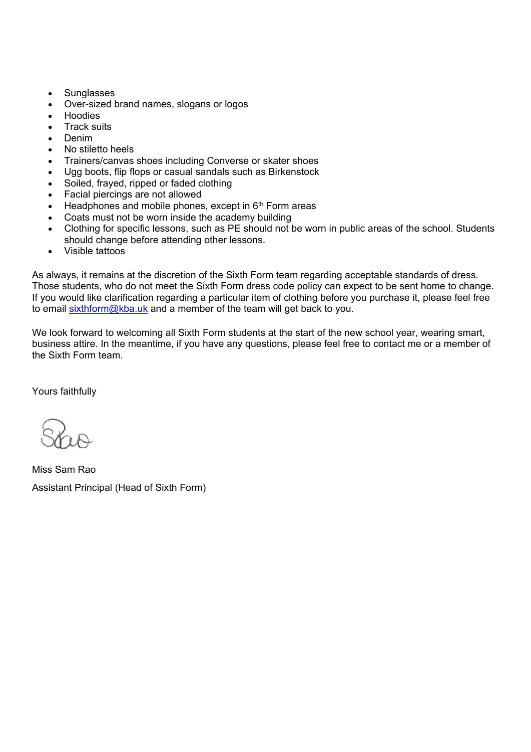- Sunglasses
- Over-sized brand names, slogans or logos
- Hoodies
- Track suits
- Denim
- No stiletto heels
- Trainers/canvas shoes including Converse or skater shoes
- Ugg boots, flip flops or casual sandals such as Birkenstock
- Soiled, frayed, ripped or faded clothing
- Facial piercings are not allowed
- Headphones and mobile phones, except in 6th Form areas
- Coats must not be worn inside the academy building
- Clothing for specific lessons, such as PE should not be worn in public areas of the school. Students should change before attending other lessons.
- Visible tattoos

As always, it remains at the discretion of the Sixth Form team regarding acceptable standards of dress. Those students, who do not meet the Sixth Form dress code policy can expect to be sent home to change. If you would like clarification regarding a particular item of clothing before you purchase it, please feel free to email sixthform@kba.uk and a member of the team will get back to you.

We look forward to welcoming all Sixth Form students at the start of the new school year, wearing smart, business attire. In the meantime, if you have any questions, please feel free to contact me or a member of the Sixth Form team.

Yours faithfully

Miss Sam Rao

Assistant Principal (Head of Sixth Form)